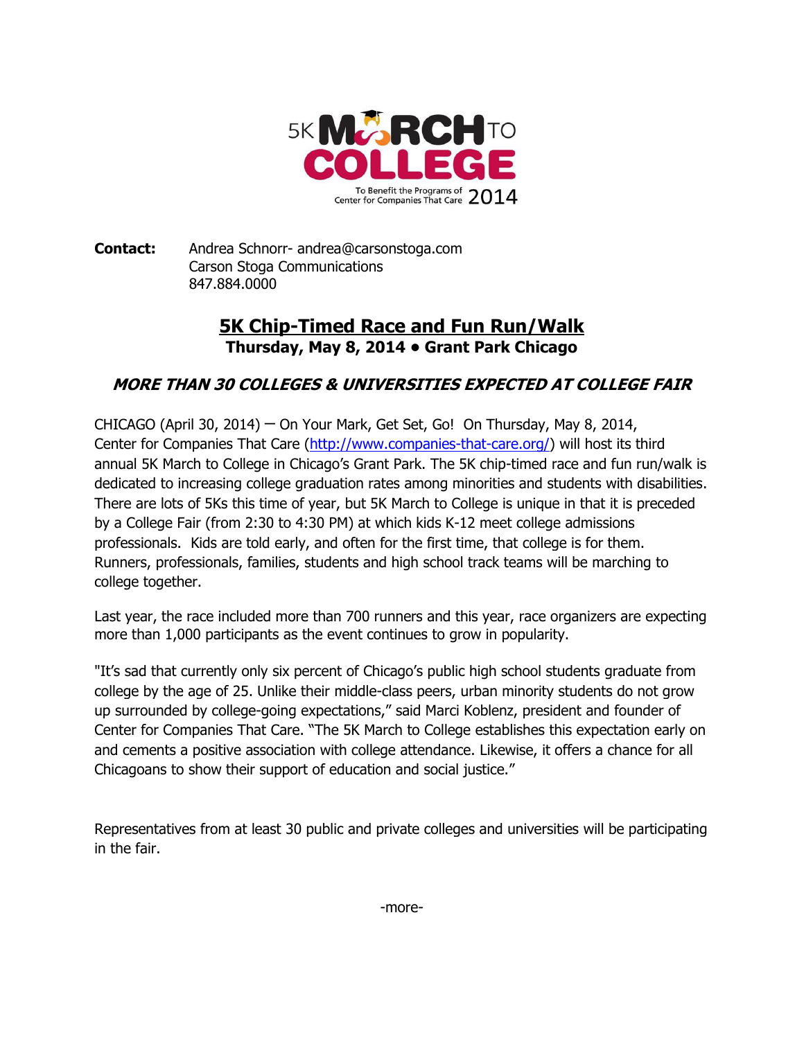5K MARCH TO COLLEGE

To Benefit the Programs of Center for Companies That Care 2014

**Contact:** Andrea Schnorr- andrea@carsonstoga.com
Carson Stoga Communications
847.884.0000

## 5K Chip-Timed Race and Fun Run/Walk

**Thursday, May 8, 2014 • Grant Park Chicago**

### *MORE THAN 30 COLLEGES & UNIVERSITIES EXPECTED AT COLLEGE FAIR*

CHICAGO (April 30, 2014) – On Your Mark, Get Set, Go! On Thursday, May 8, 2014, Center for Companies That Care (http://www.companies-that-care.org/) will host its third annual 5K March to College in Chicago's Grant Park. The 5K chip-timed race and fun run/walk is dedicated to increasing college graduation rates among minorities and students with disabilities. There are lots of 5Ks this time of year, but 5K March to College is unique in that it is preceded by a College Fair (from 2:30 to 4:30 PM) at which kids K-12 meet college admissions professionals. Kids are told early, and often for the first time, that college is for them. Runners, professionals, families, students and high school track teams will be marching to college together.

Last year, the race included more than 700 runners and this year, race organizers are expecting more than 1,000 participants as the event continues to grow in popularity.

"It's sad that currently only six percent of Chicago's public high school students graduate from college by the age of 25. Unlike their middle-class peers, urban minority students do not grow up surrounded by college-going expectations," said Marci Koblenz, president and founder of Center for Companies That Care. "The 5K March to College establishes this expectation early on and cements a positive association with college attendance. Likewise, it offers a chance for all Chicagoans to show their support of education and social justice."

Representatives from at least 30 public and private colleges and universities will be participating in the fair.

-more-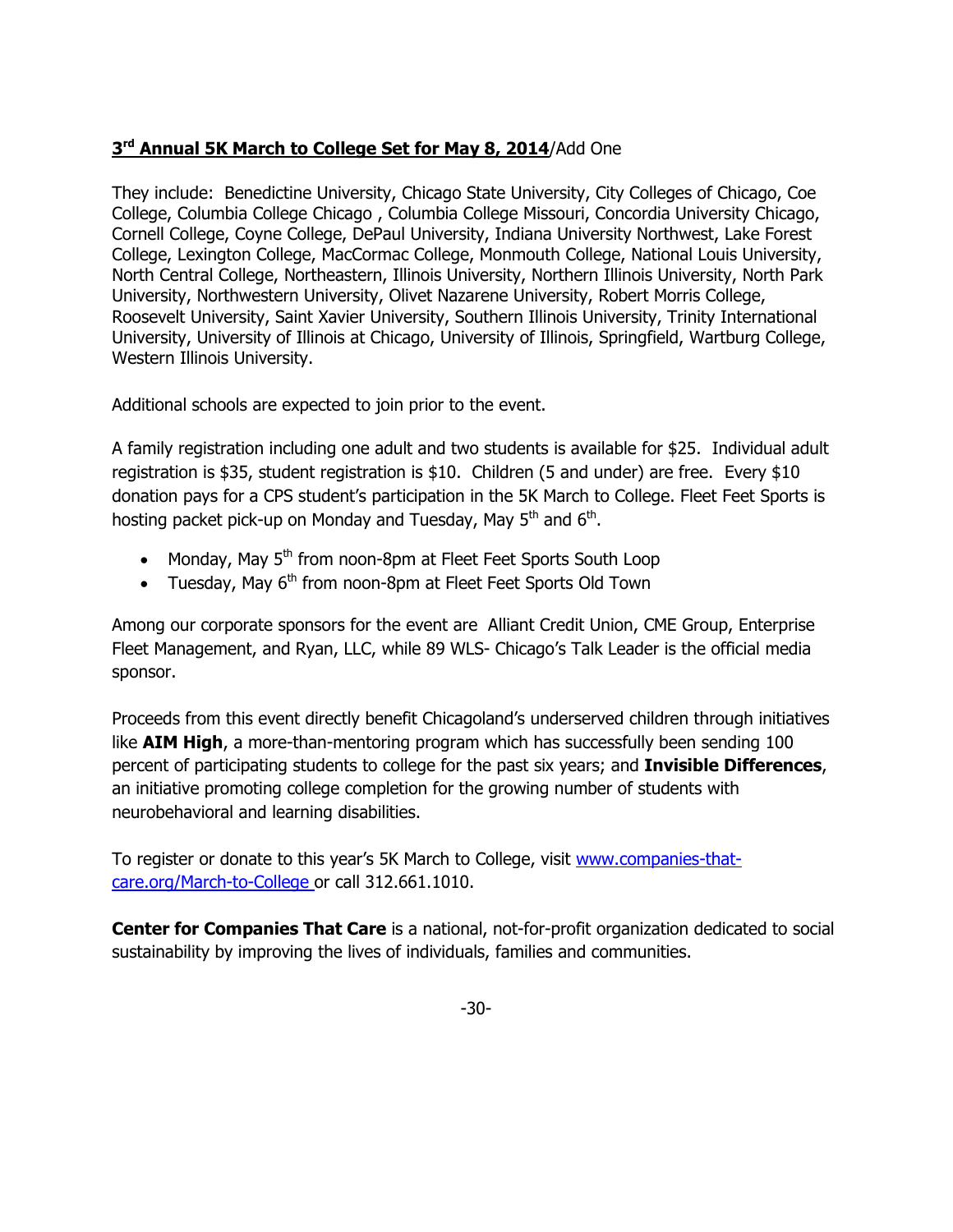**3rd Annual 5K March to College Set for May 8, 2014**/Add One

They include: Benedictine University, Chicago State University, City Colleges of Chicago, Coe College, Columbia College Chicago , Columbia College Missouri, Concordia University Chicago, Cornell College, Coyne College, DePaul University, Indiana University Northwest, Lake Forest College, Lexington College, MacCormac College, Monmouth College, National Louis University, North Central College, Northeastern, Illinois University, Northern Illinois University, North Park University, Northwestern University, Olivet Nazarene University, Robert Morris College, Roosevelt University, Saint Xavier University, Southern Illinois University, Trinity International University, University of Illinois at Chicago, University of Illinois, Springfield, Wartburg College, Western Illinois University.

Additional schools are expected to join prior to the event.

A family registration including one adult and two students is available for $25. Individual adult registration is $35, student registration is $10. Children (5 and under) are free. Every $10 donation pays for a CPS student's participation in the 5K March to College. Fleet Feet Sports is hosting packet pick-up on Monday and Tuesday, May 5th and 6th.

- Monday, May 5th from noon-8pm at Fleet Feet Sports South Loop
- Tuesday, May 6th from noon-8pm at Fleet Feet Sports Old Town

Among our corporate sponsors for the event are Alliant Credit Union, CME Group, Enterprise Fleet Management, and Ryan, LLC, while 89 WLS- Chicago's Talk Leader is the official media sponsor.

Proceeds from this event directly benefit Chicagoland's underserved children through initiatives like **AIM High**, a more-than-mentoring program which has successfully been sending 100 percent of participating students to college for the past six years; and **Invisible Differences**, an initiative promoting college completion for the growing number of students with neurobehavioral and learning disabilities.

To register or donate to this year's 5K March to College, visit www.companies-that-care.org/March-to-College or call 312.661.1010.

**Center for Companies That Care** is a national, not-for-profit organization dedicated to social sustainability by improving the lives of individuals, families and communities.

-30-